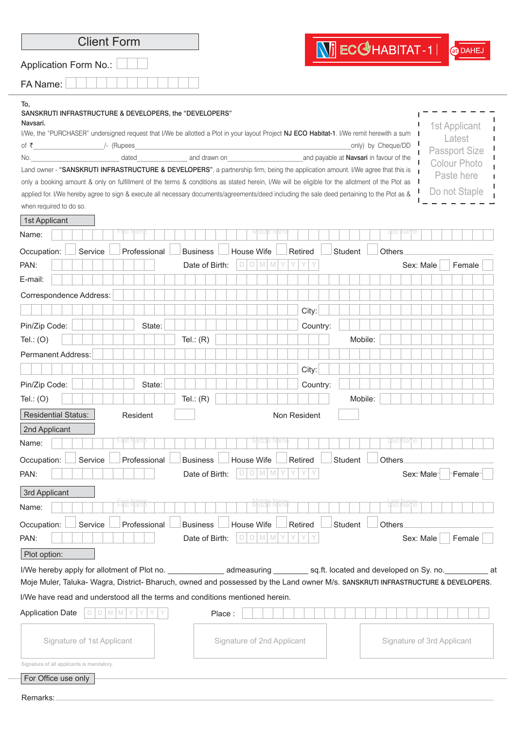# Client Form

NJ ECO HABITAT - 1 | at DAHEJ

Application Form No.:

FA Name:

To,

SANSKRUTI INFRASTRUCTURE & DEVELOPERS, the "DEVELOPERS"

Navsari.

1st Applicant Latest Passport Size Colour Photo Paste here

Do not Staple

I/We, the "PURCHASER" undersigned request that I/We be allotted a Plot in your layout Project **NJ ECO Habitat-1**. I/We remit herewith a sum of ₹_________________/- (Rupees___________________________________________only) by Cheque/DD No.________________________ dated_____________ and drawn on____________________and payable at **Navsari** in favour of the Land owner - "**SANSKRUTI INFRASTRUCTURE & DEVELOPERS**", a partnership firm, being the application amount. I/We agree that this is only a booking amount & only on fulfillment of the terms & conditions as stated herein, I/We will be eligible for the allotment of the Plot as applied for. I/We hereby agree to sign & execute all necessary documents/agreements/deed including the sale deed pertaining to the Plot as & when required to do so.

## 1st Applicant

Name: First Name | Middle Name | Last Name

Occupation: ☐ Service ☐ Professional ☐ Business ☐ House Wife ☐ Retired ☐ Student ☐ Others________

PAN: Date of Birth: D D M M Y Y Y Y Sex: Male ☐ Female ☐

E-mail:

Correspondence Address:

City:

Pin/Zip Code: State: Country:

Tel.: (O) Tel.: (R) Mobile:

Permanent Address:

City:

Pin/Zip Code: State: Country:

Tel.: (O) Tel.: (R) Mobile:

Residential Status: Resident ☐ Non Resident ☐

## 2nd Applicant

Name: First Name | Middle Name | Last Name

Occupation: ☐ Service ☐ Professional ☐ Business ☐ House Wife ☐ Retired ☐ Student ☐ Others________

PAN: Date of Birth: D D M M Y Y Y Y Sex: Male ☐ Female ☐

## 3rd Applicant

Name: First Name | Middle Name | Last Name

Occupation: ☐ Service ☐ Professional ☐ Business ☐ House Wife ☐ Retired ☐ Student ☐ Others________

PAN: Date of Birth: D D M M Y Y Y Y Sex: Male ☐ Female ☐

## Plot option:

I/We hereby apply for allotment of Plot no. ____________ admeasuring ________ sq.ft. located and developed on Sy. no.__________ at Moje Muler, Taluka- Wagra, District- Bharuch, owned and possessed by the Land owner M/s. SANSKRUTI INFRASTRUCTURE & DEVELOPERS.

I/We have read and understood all the terms and conditions mentioned herein.

Application Date D D M M Y Y Y Y Place :

Signature of 1st Applicant | Signature of 2nd Applicant | Signature of 3rd Applicant

Signature of all applicants is mandatory.

## For Office use only

Remarks: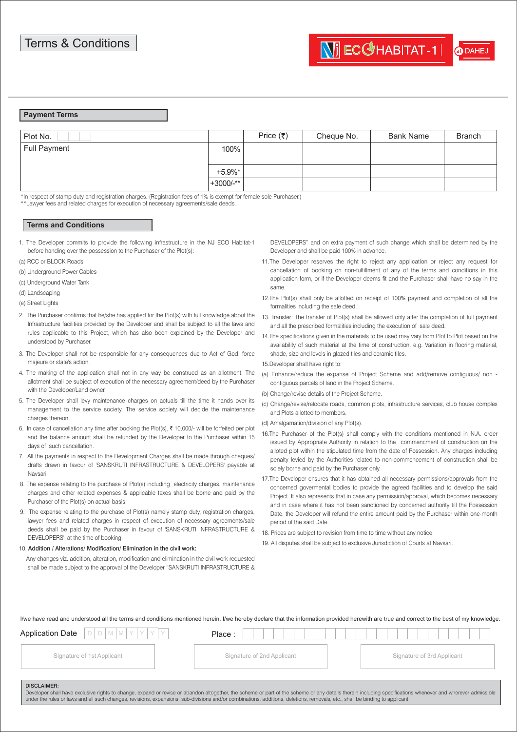# Terms & Conditions

NJ ECO HABITAT-1 at DAHEJ

## Payment Terms

| Plot No. | | Price (₹) | Cheque No. | Bank Name | Branch |
|---|---|---|---|---|---|
| Full Payment | 100% | | | | |
| | +5.9%* | | | | |
| | +3000/-** | | | | |

*In respect of stamp duty and registration charges. (Registration fees of 1% is exempt for female sole Purchaser.)
**Lawyer fees and related charges for execution of necessary agreements/sale deeds.

## Terms and Conditions

1. The Developer commits to provide the following infrastructure in the NJ ECO Habitat-1 before handing over the possession to the Purchaser of the Plot(s):

(a) RCC or BLOCK Roads

(b) Underground Power Cables

(c) Underground Water Tank

(d) Landscaping

(e) Street Lights

2. The Purchaser confirms that he/she has applied for the Plot(s) with full knowledge about the Infrastructure facilities provided by the Developer and shall be subject to all the laws and rules applicable to this Project, which has also been explained by the Developer and understood by Purchaser.

3. The Developer shall not be responsible for any consequences due to Act of God, force majeure or state's action.

4. The making of the application shall not in any way be construed as an allotment. The allotment shall be subject of execution of the necessary agreement/deed by the Purchaser with the Developer/Land owner.

5. The Developer shall levy maintenance charges on actuals till the time it hands over its management to the service society. The service society will decide the maintenance charges thereon.

6. In case of cancellation any time after booking the Plot(s), ₹ 10,000/- will be forfeited per plot and the balance amount shall be refunded by the Developer to the Purchaser within 15 days of such cancellation.

7. All the payments in respect to the Development Charges shall be made through cheques/ drafts drawn in favour of 'SANSKRUTI INFRASTRUCTURE & DEVELOPERS' payable at Navsari.

8. The expense relating to the purchase of Plot(s) including electricity charges, maintenance charges and other related expenses & applicable taxes shall be borne and paid by the Purchaser of the Plot(s) on actual basis.

9. The expense relating to the purchase of Plot(s) namely stamp duty, registration charges, lawyer fees and related charges in respect of execution of necessary agreements/sale deeds shall be paid by the Purchaser in favour of 'SANSKRUTI INFRASTRUCTURE & DEVELOPERS' at the time of booking.

10. **Addition / Alterations/ Modification/ Elimination in the civil work:**

Any changes viz. addition, alteration, modification and elimination in the civil work requested shall be made subject to the approval of the Developer "SANSKRUTI INFRASTRUCTURE & DEVELOPERS" and on extra payment of such change which shall be determined by the Developer and shall be paid 100% in advance.

11. The Developer reserves the right to reject any application or reject any request for cancellation of booking on non-fulfillment of any of the terms and conditions in this application form, or if the Developer deems fit and the Purchaser shall have no say in the same.

12. The Plot(s) shall only be allotted on receipt of 100% payment and completion of all the formalities including the sale deed.

13. Transfer: The transfer of Plot(s) shall be allowed only after the completion of full payment and all the prescribed formalities including the execution of sale deed.

14. The specifications given in the materials to be used may vary from Plot to Plot based on the availability of such material at the time of construction. e.g. Variation in flooring material, shade, size and levels in glazed tiles and ceramic tiles.

15. Developer shall have right to:

(a) Enhance/reduce the expanse of Project Scheme and add/remove contiguous/ non - contiguous parcels of land in the Project Scheme.

(b) Change/revise details of the Project Scheme.

(c) Change/revise/relocate roads, common plots, infrastructure services, club house complex and Plots allotted to members.

(d) Amalgamation/division of any Plot(s).

16. The Purchaser of the Plot(s) shall comply with the conditions mentioned in N.A. order issued by Appropriate Authority in relation to the commencment of construction on the alloted plot within the stipulated time from the date of Possession. Any charges including penalty levied by the Authorities related to non-commencement of construction shall be solely borne and paid by the Purchaser only.

17. The Developer ensures that it has obtained all necessary permissions/approvals from the concerned govermental bodies to provide the agreed facilities and to develop the said Project. It also represents that in case any permission/approval, which becomes necessary and in case where it has not been sanctioned by concerned authority till the Possession Date, the Developer will refund the entire amount paid by the Purchaser within one-month period of the said Date.

18. Prices are subject to revision from time to time without any notice.

19. All disputes shall be subject to exclusive Jurisdiction of Courts at Navsari.

I/we have read and understood all the terms and conditions mentioned herein. I/we hereby declare that the information provided herewith are true and correct to the best of my knowledge.

Application Date D D M M Y Y Y Y

Place :

Signature of 1st Applicant

Signature of 2nd Applicant

Signature of 3rd Applicant

**DISCLAIMER:**
Developer shall have exclusive rights to change, expand or revise or abandon altogether, the scheme or part of the scheme or any details therein including specifications whenever and wherever admissible under the rules or laws and all such changes, revisions, expansions, sub-divisions and/or combinations, additions, deletions, removals, etc., shall be binding to applicant.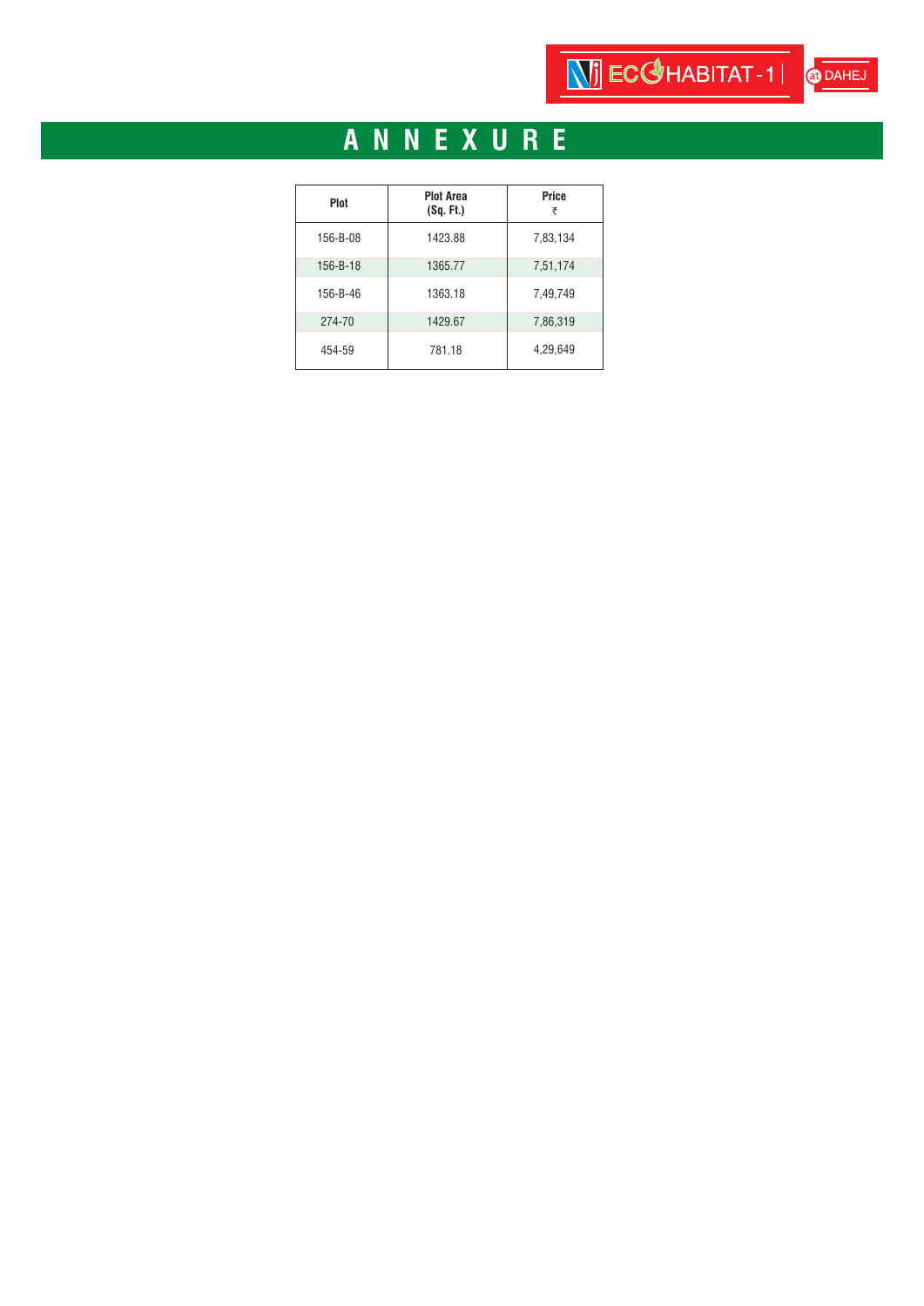# ANNEXURE

| Plot | Plot Area (Sq. Ft.) | Price ₹ |
|---|---|---|
| 156-B-08 | 1423.88 | 7,83,134 |
| 156-B-18 | 1365.77 | 7,51,174 |
| 156-B-46 | 1363.18 | 7,49,749 |
| 274-70 | 1429.67 | 7,86,319 |
| 454-59 | 781.18 | 4,29,649 |